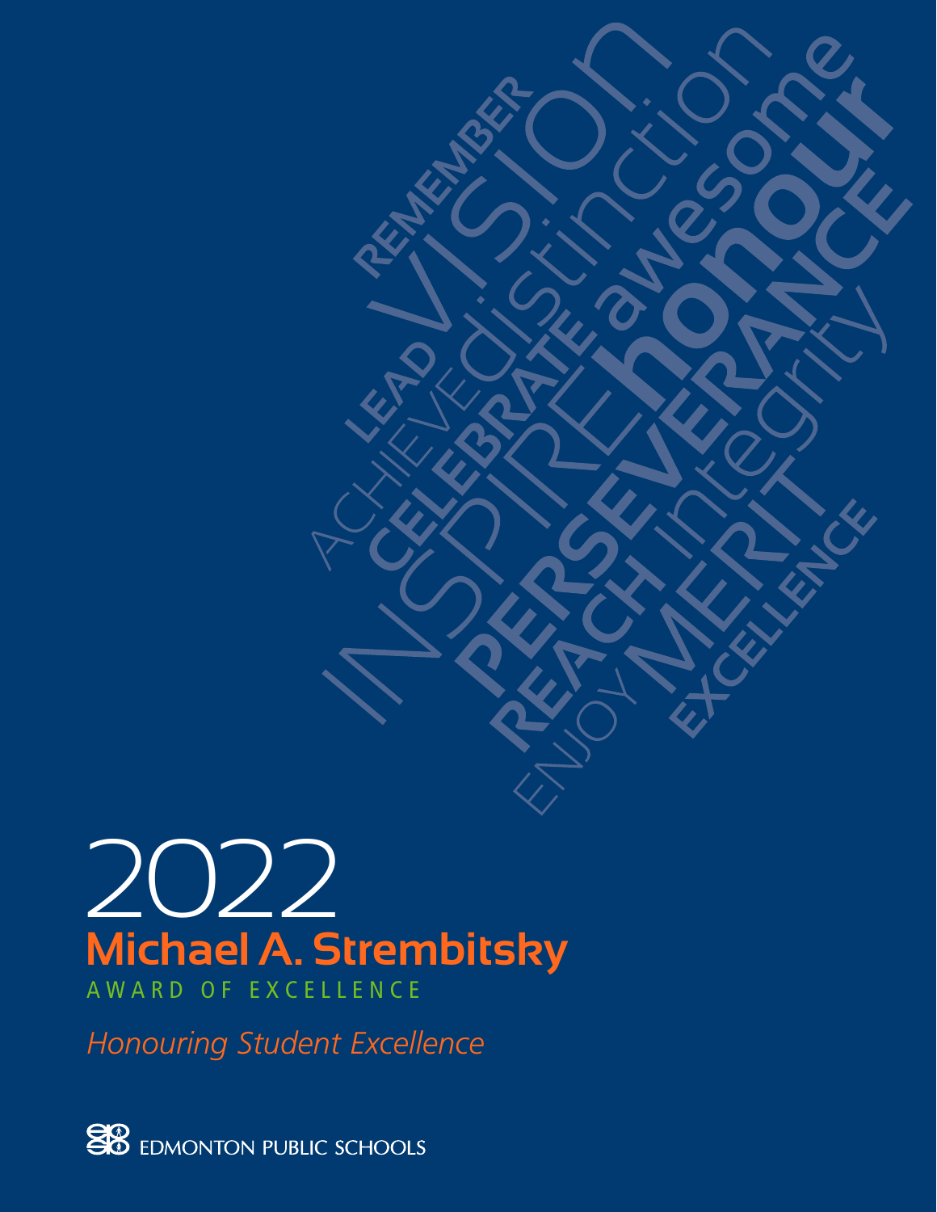# 2022

## Michael A. Strembitsky

AWARD OF EXCELLENCE

*Honouring Student Excellence*

EDMONTON PUBLIC SCHOOLS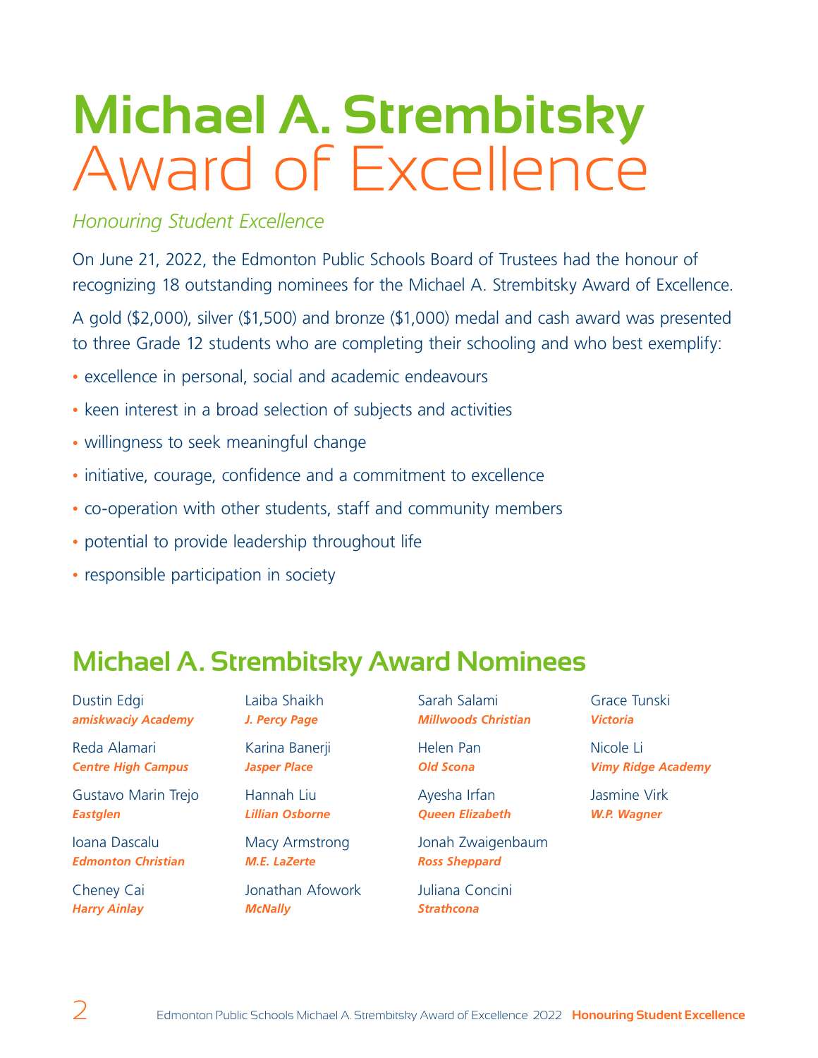# Michael A. Strembitsky Award of Excellence

*Honouring Student Excellence*

On June 21, 2022, the Edmonton Public Schools Board of Trustees had the honour of recognizing 18 outstanding nominees for the Michael A. Strembitsky Award of Excellence.

A gold ($2,000), silver ($1,500) and bronze ($1,000) medal and cash award was presented to three Grade 12 students who are completing their schooling and who best exemplify:

- excellence in personal, social and academic endeavours
- keen interest in a broad selection of subjects and activities
- willingness to seek meaningful change
- initiative, courage, confidence and a commitment to excellence
- co-operation with other students, staff and community members
- potential to provide leadership throughout life
- responsible participation in society

## Michael A. Strembitsky Award Nominees

Dustin Edgi
***amiskwaciy Academy***

Reda Alamari
***Centre High Campus***

Gustavo Marin Trejo
***Eastglen***

Ioana Dascalu
***Edmonton Christian***

Cheney Cai
***Harry Ainlay***

Laiba Shaikh
***J. Percy Page***

Karina Banerji
***Jasper Place***

Hannah Liu
***Lillian Osborne***

Macy Armstrong
***M.E. LaZerte***

Jonathan Afowork
***McNally***

Sarah Salami
***Millwoods Christian***

Helen Pan
***Old Scona***

Ayesha Irfan
***Queen Elizabeth***

Jonah Zwaigenbaum
***Ross Sheppard***

Juliana Concini
***Strathcona***

Grace Tunski
***Victoria***

Nicole Li
***Vimy Ridge Academy***

Jasmine Virk
***W.P. Wagner***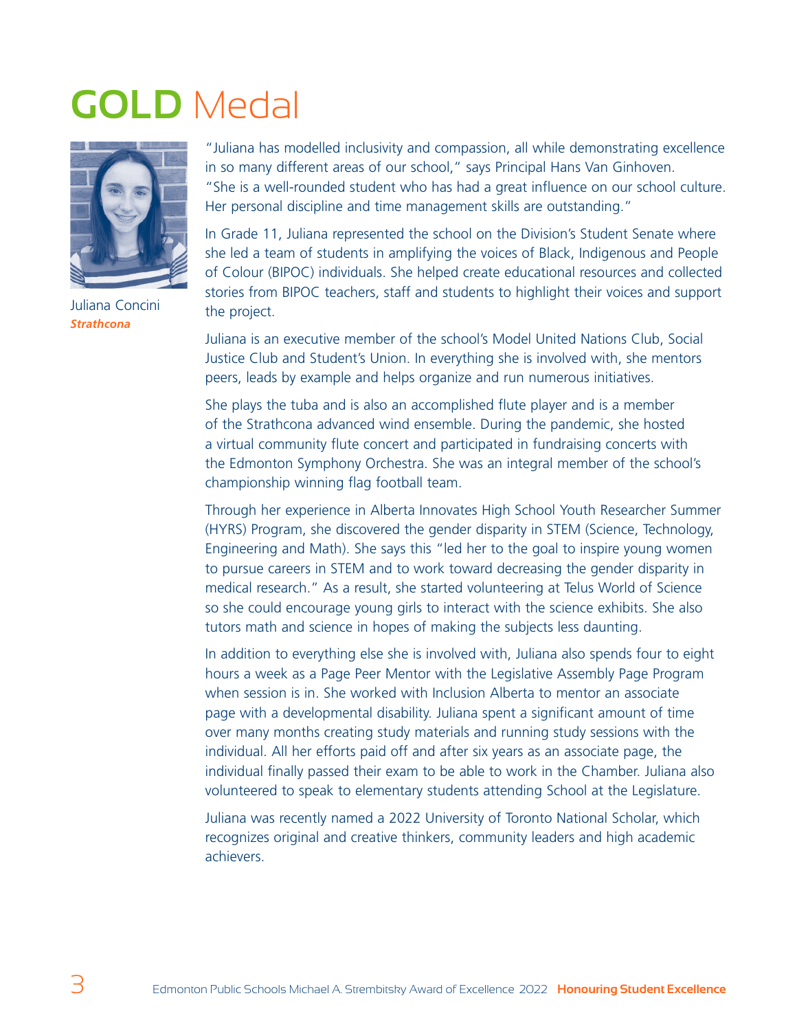# **GOLD** Medal

Juliana Concini
***Strathcona***

"Juliana has modelled inclusivity and compassion, all while demonstrating excellence in so many different areas of our school," says Principal Hans Van Ginhoven. "She is a well-rounded student who has had a great influence on our school culture. Her personal discipline and time management skills are outstanding."

In Grade 11, Juliana represented the school on the Division's Student Senate where she led a team of students in amplifying the voices of Black, Indigenous and People of Colour (BIPOC) individuals. She helped create educational resources and collected stories from BIPOC teachers, staff and students to highlight their voices and support the project.

Juliana is an executive member of the school's Model United Nations Club, Social Justice Club and Student's Union. In everything she is involved with, she mentors peers, leads by example and helps organize and run numerous initiatives.

She plays the tuba and is also an accomplished flute player and is a member of the Strathcona advanced wind ensemble. During the pandemic, she hosted a virtual community flute concert and participated in fundraising concerts with the Edmonton Symphony Orchestra. She was an integral member of the school's championship winning flag football team.

Through her experience in Alberta Innovates High School Youth Researcher Summer (HYRS) Program, she discovered the gender disparity in STEM (Science, Technology, Engineering and Math). She says this "led her to the goal to inspire young women to pursue careers in STEM and to work toward decreasing the gender disparity in medical research." As a result, she started volunteering at Telus World of Science so she could encourage young girls to interact with the science exhibits. She also tutors math and science in hopes of making the subjects less daunting.

In addition to everything else she is involved with, Juliana also spends four to eight hours a week as a Page Peer Mentor with the Legislative Assembly Page Program when session is in. She worked with Inclusion Alberta to mentor an associate page with a developmental disability. Juliana spent a significant amount of time over many months creating study materials and running study sessions with the individual. All her efforts paid off and after six years as an associate page, the individual finally passed their exam to be able to work in the Chamber. Juliana also volunteered to speak to elementary students attending School at the Legislature.

Juliana was recently named a 2022 University of Toronto National Scholar, which recognizes original and creative thinkers, community leaders and high academic achievers.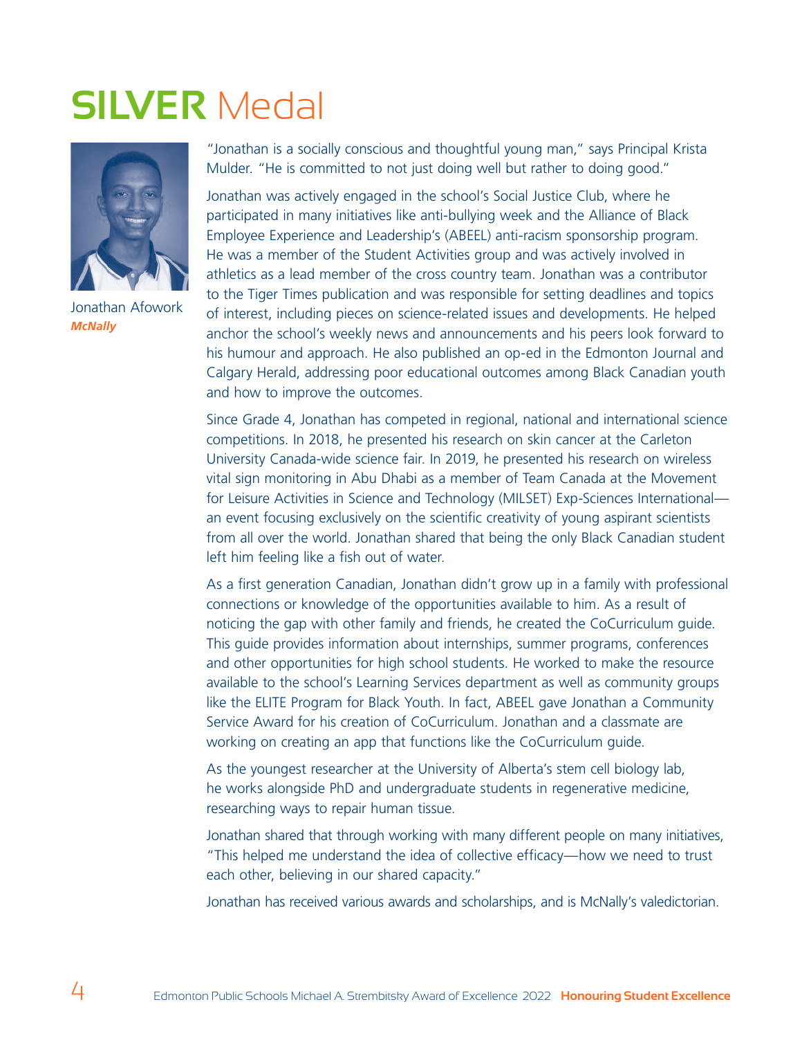# SILVER Medal

Jonathan Afowork
***McNally***

"Jonathan is a socially conscious and thoughtful young man," says Principal Krista Mulder. "He is committed to not just doing well but rather to doing good."

Jonathan was actively engaged in the school's Social Justice Club, where he participated in many initiatives like anti-bullying week and the Alliance of Black Employee Experience and Leadership's (ABEEL) anti-racism sponsorship program. He was a member of the Student Activities group and was actively involved in athletics as a lead member of the cross country team. Jonathan was a contributor to the Tiger Times publication and was responsible for setting deadlines and topics of interest, including pieces on science-related issues and developments. He helped anchor the school's weekly news and announcements and his peers look forward to his humour and approach. He also published an op-ed in the Edmonton Journal and Calgary Herald, addressing poor educational outcomes among Black Canadian youth and how to improve the outcomes.

Since Grade 4, Jonathan has competed in regional, national and international science competitions. In 2018, he presented his research on skin cancer at the Carleton University Canada-wide science fair. In 2019, he presented his research on wireless vital sign monitoring in Abu Dhabi as a member of Team Canada at the Movement for Leisure Activities in Science and Technology (MILSET) Exp-Sciences International—an event focusing exclusively on the scientific creativity of young aspirant scientists from all over the world. Jonathan shared that being the only Black Canadian student left him feeling like a fish out of water.

As a first generation Canadian, Jonathan didn't grow up in a family with professional connections or knowledge of the opportunities available to him. As a result of noticing the gap with other family and friends, he created the CoCurriculum guide. This guide provides information about internships, summer programs, conferences and other opportunities for high school students. He worked to make the resource available to the school's Learning Services department as well as community groups like the ELITE Program for Black Youth. In fact, ABEEL gave Jonathan a Community Service Award for his creation of CoCurriculum. Jonathan and a classmate are working on creating an app that functions like the CoCurriculum guide.

As the youngest researcher at the University of Alberta's stem cell biology lab, he works alongside PhD and undergraduate students in regenerative medicine, researching ways to repair human tissue.

Jonathan shared that through working with many different people on many initiatives, "This helped me understand the idea of collective efficacy—how we need to trust each other, believing in our shared capacity."

Jonathan has received various awards and scholarships, and is McNally's valedictorian.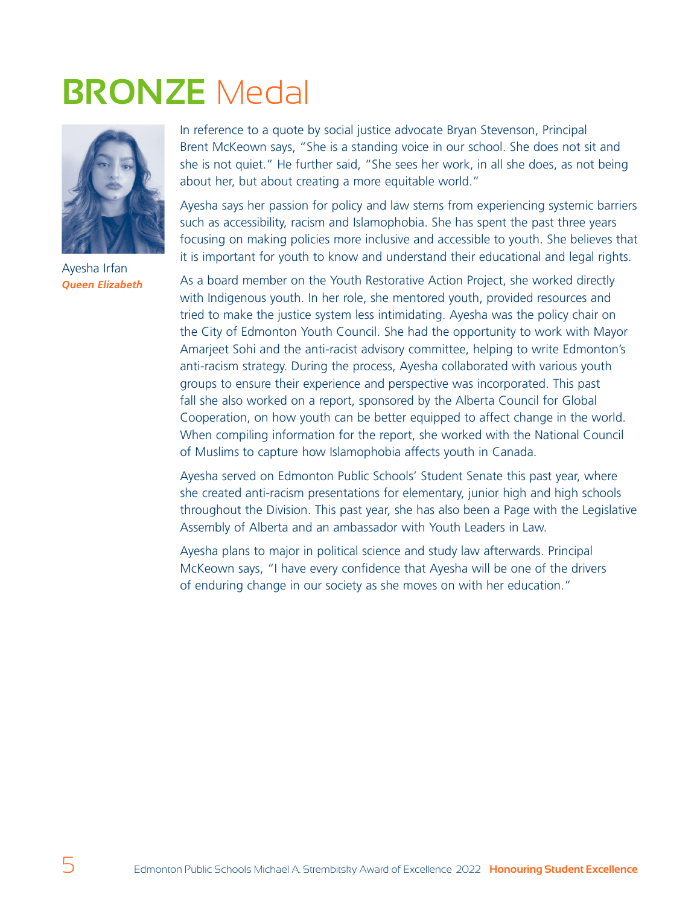# BRONZE Medal

Ayesha Irfan
***Queen Elizabeth***

In reference to a quote by social justice advocate Bryan Stevenson, Principal Brent McKeown says, "She is a standing voice in our school. She does not sit and she is not quiet." He further said, "She sees her work, in all she does, as not being about her, but about creating a more equitable world."

Ayesha says her passion for policy and law stems from experiencing systemic barriers such as accessibility, racism and Islamophobia. She has spent the past three years focusing on making policies more inclusive and accessible to youth. She believes that it is important for youth to know and understand their educational and legal rights.

As a board member on the Youth Restorative Action Project, she worked directly with Indigenous youth. In her role, she mentored youth, provided resources and tried to make the justice system less intimidating. Ayesha was the policy chair on the City of Edmonton Youth Council. She had the opportunity to work with Mayor Amarjeet Sohi and the anti-racist advisory committee, helping to write Edmonton's anti-racism strategy. During the process, Ayesha collaborated with various youth groups to ensure their experience and perspective was incorporated. This past fall she also worked on a report, sponsored by the Alberta Council for Global Cooperation, on how youth can be better equipped to affect change in the world. When compiling information for the report, she worked with the National Council of Muslims to capture how Islamophobia affects youth in Canada.

Ayesha served on Edmonton Public Schools' Student Senate this past year, where she created anti-racism presentations for elementary, junior high and high schools throughout the Division. This past year, she has also been a Page with the Legislative Assembly of Alberta and an ambassador with Youth Leaders in Law.

Ayesha plans to major in political science and study law afterwards. Principal McKeown says, "I have every confidence that Ayesha will be one of the drivers of enduring change in our society as she moves on with her education."